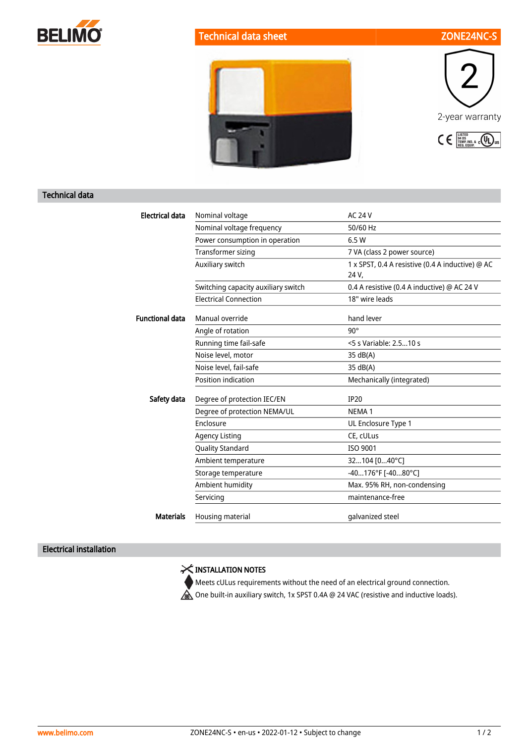# Technical data sheet ZONE24NC-S

2-year warranty

## Technical data

| | | |
|---|---|---|
| **Electrical data** | Nominal voltage | AC 24 V |
| | Nominal voltage frequency | 50/60 Hz |
| | Power consumption in operation | 6.5 W |
| | Transformer sizing | 7 VA (class 2 power source) |
| | Auxiliary switch | 1 x SPST, 0.4 A resistive (0.4 A inductive) @ AC 24 V, |
| | Switching capacity auxiliary switch | 0.4 A resistive (0.4 A inductive) @ AC 24 V |
| | Electrical Connection | 18" wire leads |
| **Functional data** | Manual override | hand lever |
| | Angle of rotation | 90° |
| | Running time fail-safe | <5 s Variable: 2.5...10 s |
| | Noise level, motor | 35 dB(A) |
| | Noise level, fail-safe | 35 dB(A) |
| | Position indication | Mechanically (integrated) |
| **Safety data** | Degree of protection IEC/EN | IP20 |
| | Degree of protection NEMA/UL | NEMA 1 |
| | Enclosure | UL Enclosure Type 1 |
| | Agency Listing | CE, cULus |
| | Quality Standard | ISO 9001 |
| | Ambient temperature | 32...104 [0...40°C] |
| | Storage temperature | -40...176°F [-40...80°C] |
| | Ambient humidity | Max. 95% RH, non-condensing |
| | Servicing | maintenance-free |
| **Materials** | Housing material | galvanized steel |

## Electrical installation

**INSTALLATION NOTES**

Meets cULus requirements without the need of an electrical ground connection.

One built-in auxiliary switch, 1x SPST 0.4A @ 24 VAC (resistive and inductive loads).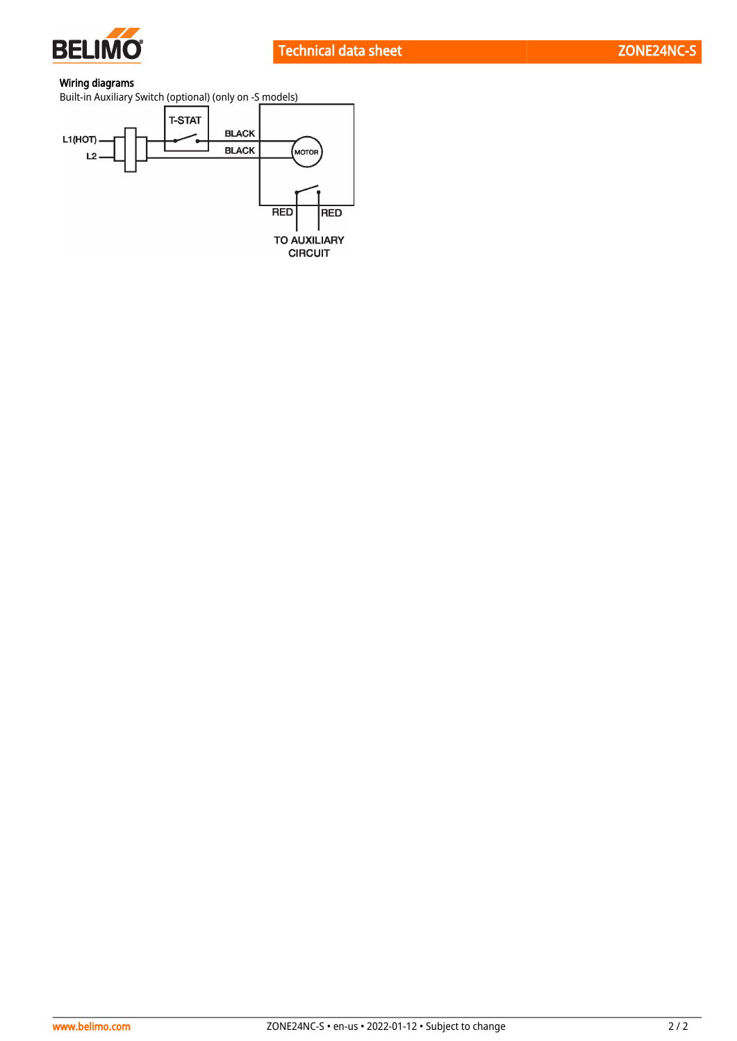## Wiring diagrams

Built-in Auxiliary Switch (optional) (only on -S models)

T-STAT

L1(HOT)

L2

BLACK

BLACK

MOTOR

RED

RED

TO AUXILIARY CIRCUIT